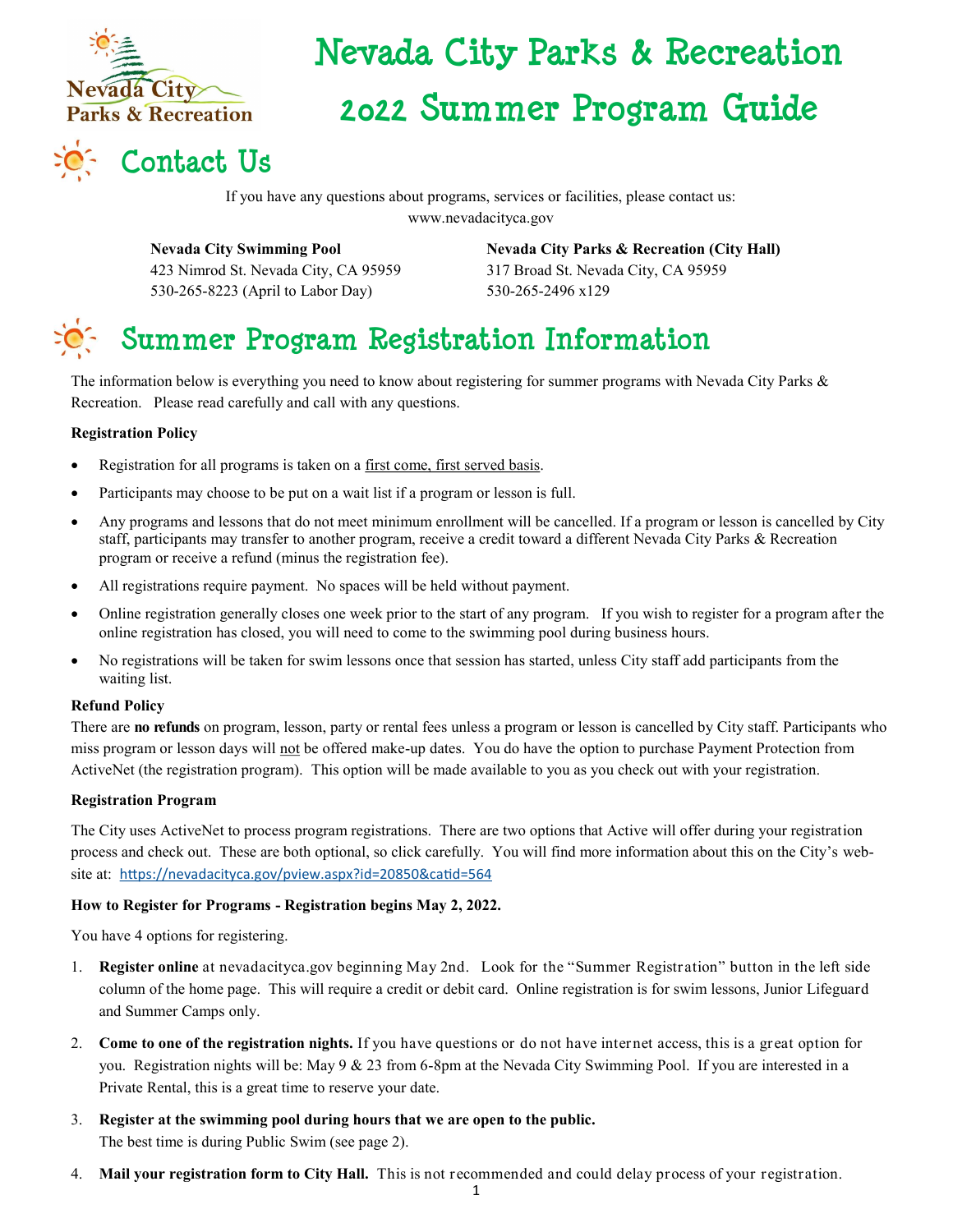# Nevada City Parks & Recreation 2022 Summer Program Guide

## Contact Us

If you have any questions about programs, services or facilities, please contact us:
www.nevadacityca.gov

**Nevada City Swimming Pool**
423 Nimrod St. Nevada City, CA 95959
530-265-8223 (April to Labor Day)

**Nevada City Parks & Recreation (City Hall)**
317 Broad St. Nevada City, CA 95959
530-265-2496 x129

## Summer Program Registration Information

The information below is everything you need to know about registering for summer programs with Nevada City Parks & Recreation. Please read carefully and call with any questions.

**Registration Policy**

- Registration for all programs is taken on a first come, first served basis.
- Participants may choose to be put on a wait list if a program or lesson is full.
- Any programs and lessons that do not meet minimum enrollment will be cancelled. If a program or lesson is cancelled by City staff, participants may transfer to another program, receive a credit toward a different Nevada City Parks & Recreation program or receive a refund (minus the registration fee).
- All registrations require payment. No spaces will be held without payment.
- Online registration generally closes one week prior to the start of any program. If you wish to register for a program after the online registration has closed, you will need to come to the swimming pool during business hours.
- No registrations will be taken for swim lessons once that session has started, unless City staff add participants from the waiting list.

**Refund Policy**

There are **no refunds** on program, lesson, party or rental fees unless a program or lesson is cancelled by City staff. Participants who miss program or lesson days will not be offered make-up dates. You do have the option to purchase Payment Protection from ActiveNet (the registration program). This option will be made available to you as you check out with your registration.

**Registration Program**

The City uses ActiveNet to process program registrations. There are two options that Active will offer during your registration process and check out. These are both optional, so click carefully. You will find more information about this on the City's website at: https://nevadacityca.gov/pview.aspx?id=20850&catid=564

**How to Register for Programs - Registration begins May 2, 2022.**

You have 4 options for registering.

1. **Register online** at nevadacityca.gov beginning May 2nd. Look for the "Summer Registration" button in the left side column of the home page. This will require a credit or debit card. Online registration is for swim lessons, Junior Lifeguard and Summer Camps only.
2. **Come to one of the registration nights.** If you have questions or do not have internet access, this is a great option for you. Registration nights will be: May 9 & 23 from 6-8pm at the Nevada City Swimming Pool. If you are interested in a Private Rental, this is a great time to reserve your date.
3. **Register at the swimming pool during hours that we are open to the public.** The best time is during Public Swim (see page 2).
4. **Mail your registration form to City Hall.** This is not recommended and could delay process of your registration.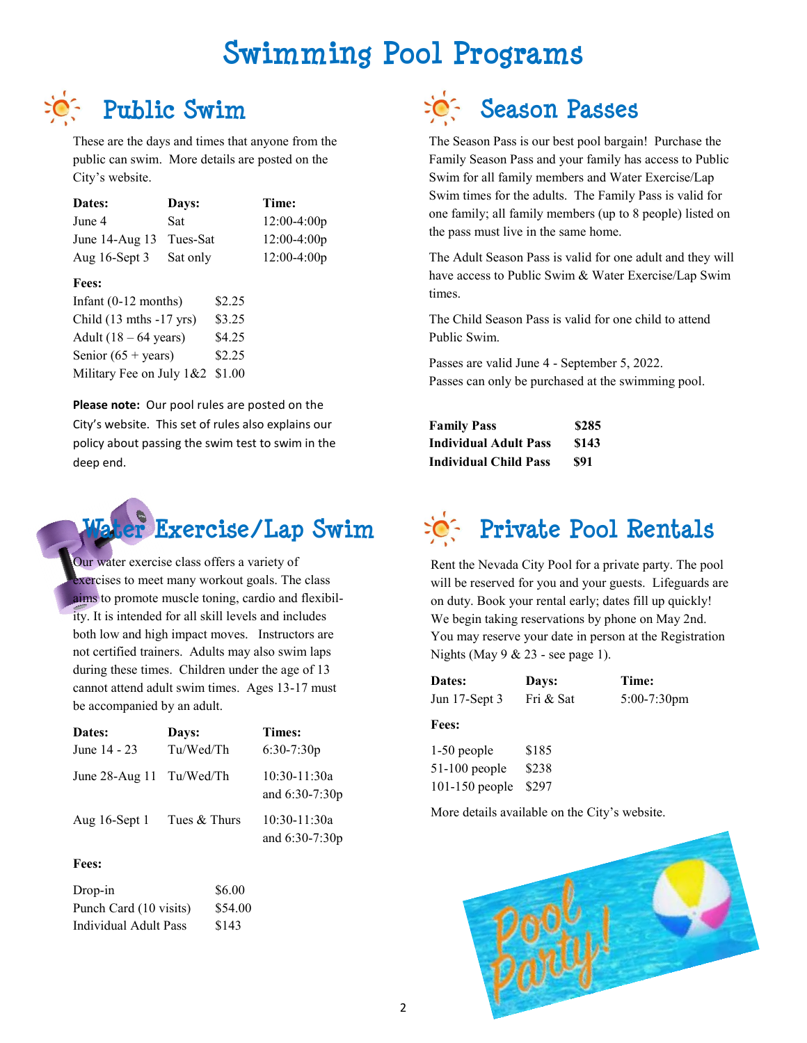# Swimming Pool Programs

## Public Swim

These are the days and times that anyone from the public can swim. More details are posted on the City's website.

| Dates: | Days: | Time: |
|---|---|---|
| June 4 | Sat | 12:00-4:00p |
| June 14-Aug 13 | Tues-Sat | 12:00-4:00p |
| Aug 16-Sept 3 | Sat only | 12:00-4:00p |

**Fees:**

| | |
|---|---|
| Infant (0-12 months) | $2.25 |
| Child (13 mths -17 yrs) | $3.25 |
| Adult (18 – 64 years) | $4.25 |
| Senior (65 + years) | $2.25 |
| Military Fee on July 1&2 | $1.00 |

**Please note:** Our pool rules are posted on the City's website. This set of rules also explains our policy about passing the swim test to swim in the deep end.

## Water Exercise/Lap Swim

Our water exercise class offers a variety of exercises to meet many workout goals. The class aims to promote muscle toning, cardio and flexibility. It is intended for all skill levels and includes both low and high impact moves. Instructors are not certified trainers. Adults may also swim laps during these times. Children under the age of 13 cannot attend adult swim times. Ages 13-17 must be accompanied by an adult.

| Dates: | Days: | Times: |
|---|---|---|
| June 14 - 23 | Tu/Wed/Th | 6:30-7:30p |
| June 28-Aug 11 | Tu/Wed/Th | 10:30-11:30a and 6:30-7:30p |
| Aug 16-Sept 1 | Tues & Thurs | 10:30-11:30a and 6:30-7:30p |

**Fees:**

| | |
|---|---|
| Drop-in | $6.00 |
| Punch Card (10 visits) | $54.00 |
| Individual Adult Pass | $143 |

## Season Passes

The Season Pass is our best pool bargain! Purchase the Family Season Pass and your family has access to Public Swim for all family members and Water Exercise/Lap Swim times for the adults. The Family Pass is valid for one family; all family members (up to 8 people) listed on the pass must live in the same home.

The Adult Season Pass is valid for one adult and they will have access to Public Swim & Water Exercise/Lap Swim times.

The Child Season Pass is valid for one child to attend Public Swim.

Passes are valid June 4 - September 5, 2022.
Passes can only be purchased at the swimming pool.

| | |
|---|---|
| **Family Pass** | **$285** |
| **Individual Adult Pass** | **$143** |
| **Individual Child Pass** | **$91** |

## Private Pool Rentals

Rent the Nevada City Pool for a private party. The pool will be reserved for you and your guests. Lifeguards are on duty. Book your rental early; dates fill up quickly! We begin taking reservations by phone on May 2nd. You may reserve your date in person at the Registration Nights (May 9 & 23 - see page 1).

| Dates: | Days: | Time: |
|---|---|---|
| Jun 17-Sept 3 | Fri & Sat | 5:00-7:30pm |

**Fees:**

| | |
|---|---|
| 1-50 people | $185 |
| 51-100 people | $238 |
| 101-150 people | $297 |

More details available on the City's website.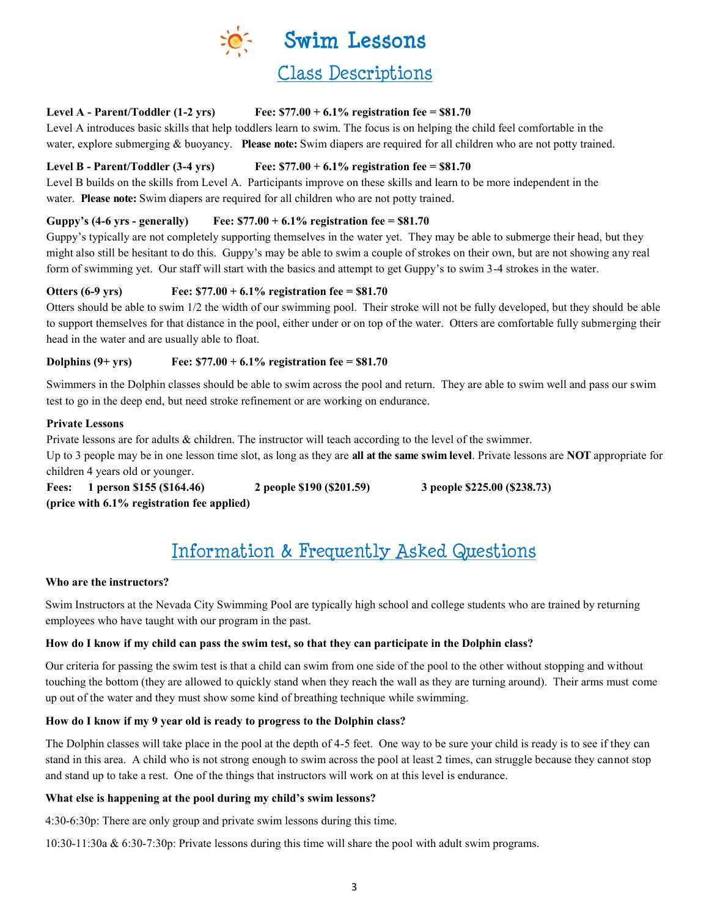# Swim Lessons

## Class Descriptions

**Level A - Parent/Toddler (1-2 yrs) Fee: $77.00 + 6.1% registration fee = $81.70**

Level A introduces basic skills that help toddlers learn to swim. The focus is on helping the child feel comfortable in the water, explore submerging & buoyancy. **Please note:** Swim diapers are required for all children who are not potty trained.

**Level B - Parent/Toddler (3-4 yrs) Fee: $77.00 + 6.1% registration fee = $81.70**

Level B builds on the skills from Level A. Participants improve on these skills and learn to be more independent in the water. **Please note:** Swim diapers are required for all children who are not potty trained.

**Guppy's (4-6 yrs - generally) Fee: $77.00 + 6.1% registration fee = $81.70**

Guppy's typically are not completely supporting themselves in the water yet. They may be able to submerge their head, but they might also still be hesitant to do this. Guppy's may be able to swim a couple of strokes on their own, but are not showing any real form of swimming yet. Our staff will start with the basics and attempt to get Guppy's to swim 3-4 strokes in the water.

**Otters (6-9 yrs) Fee: $77.00 + 6.1% registration fee = $81.70**

Otters should be able to swim 1/2 the width of our swimming pool. Their stroke will not be fully developed, but they should be able to support themselves for that distance in the pool, either under or on top of the water. Otters are comfortable fully submerging their head in the water and are usually able to float.

**Dolphins (9+ yrs) Fee: $77.00 + 6.1% registration fee = $81.70**

Swimmers in the Dolphin classes should be able to swim across the pool and return. They are able to swim well and pass our swim test to go in the deep end, but need stroke refinement or are working on endurance.

**Private Lessons**

Private lessons are for adults & children. The instructor will teach according to the level of the swimmer.
Up to 3 people may be in one lesson time slot, as long as they are **all at the same swim level**. Private lessons are **NOT** appropriate for children 4 years old or younger.

**Fees: 1 person $155 ($164.46) 2 people $190 ($201.59) 3 people $225.00 ($238.73)**
**(price with 6.1% registration fee applied)**

## Information & Frequently Asked Questions

**Who are the instructors?**

Swim Instructors at the Nevada City Swimming Pool are typically high school and college students who are trained by returning employees who have taught with our program in the past.

**How do I know if my child can pass the swim test, so that they can participate in the Dolphin class?**

Our criteria for passing the swim test is that a child can swim from one side of the pool to the other without stopping and without touching the bottom (they are allowed to quickly stand when they reach the wall as they are turning around). Their arms must come up out of the water and they must show some kind of breathing technique while swimming.

**How do I know if my 9 year old is ready to progress to the Dolphin class?**

The Dolphin classes will take place in the pool at the depth of 4-5 feet. One way to be sure your child is ready is to see if they can stand in this area. A child who is not strong enough to swim across the pool at least 2 times, can struggle because they cannot stop and stand up to take a rest. One of the things that instructors will work on at this level is endurance.

**What else is happening at the pool during my child's swim lessons?**

4:30-6:30p: There are only group and private swim lessons during this time.

10:30-11:30a & 6:30-7:30p: Private lessons during this time will share the pool with adult swim programs.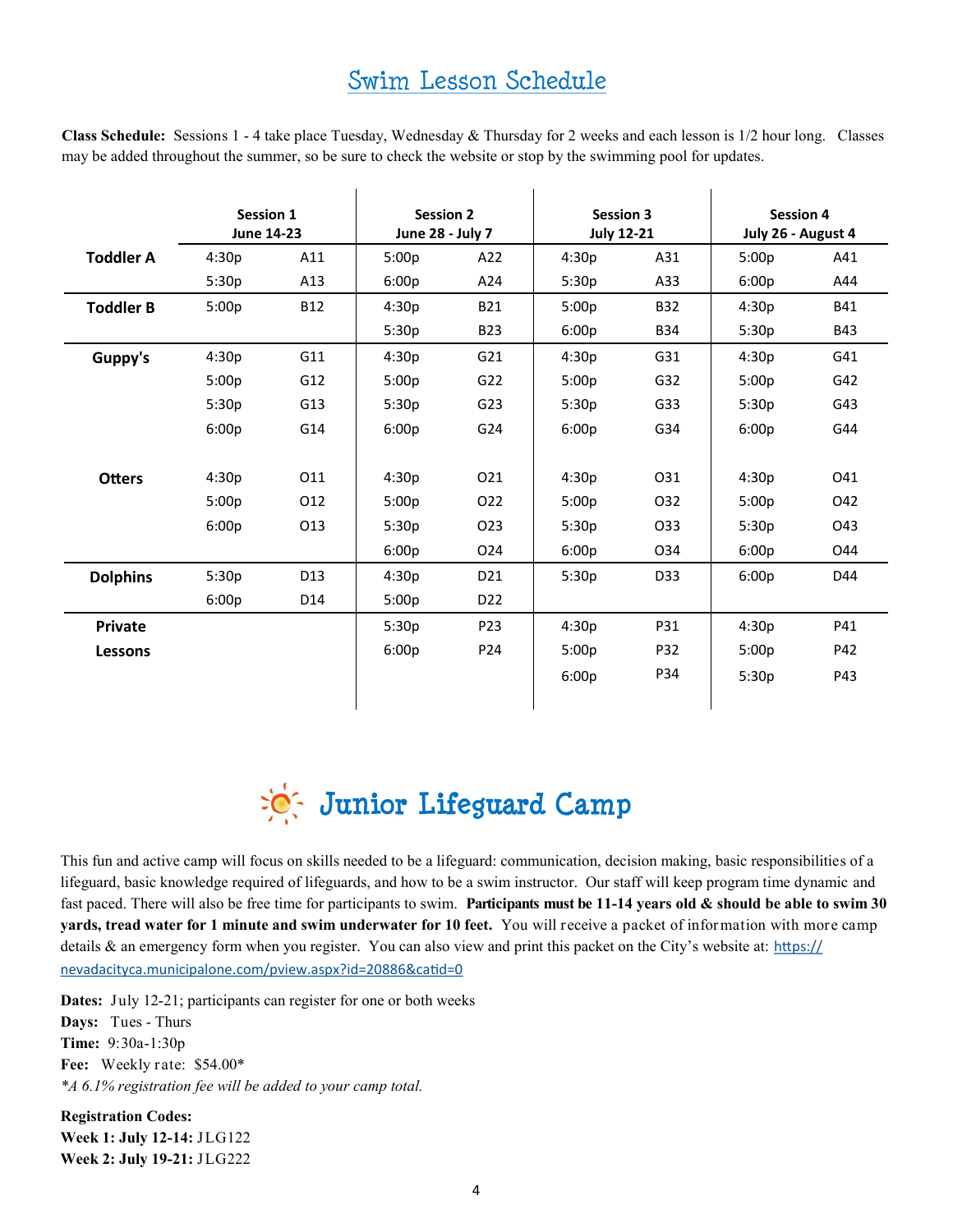# Swim Lesson Schedule

**Class Schedule:** Sessions 1 - 4 take place Tuesday, Wednesday & Thursday for 2 weeks and each lesson is 1/2 hour long. Classes may be added throughout the summer, so be sure to check the website or stop by the swimming pool for updates.

| | Session 1 June 14-23 | | Session 2 June 28 - July 7 | | Session 3 July 12-21 | | Session 4 July 26 - August 4 | |
|---|---|---|---|---|---|---|---|---|
| **Toddler A** | 4:30p | A11 | 5:00p | A22 | 4:30p | A31 | 5:00p | A41 |
| | 5:30p | A13 | 6:00p | A24 | 5:30p | A33 | 6:00p | A44 |
| **Toddler B** | 5:00p | B12 | 4:30p | B21 | 5:00p | B32 | 4:30p | B41 |
| | | | 5:30p | B23 | 6:00p | B34 | 5:30p | B43 |
| **Guppy's** | 4:30p | G11 | 4:30p | G21 | 4:30p | G31 | 4:30p | G41 |
| | 5:00p | G12 | 5:00p | G22 | 5:00p | G32 | 5:00p | G42 |
| | 5:30p | G13 | 5:30p | G23 | 5:30p | G33 | 5:30p | G43 |
| | 6:00p | G14 | 6:00p | G24 | 6:00p | G34 | 6:00p | G44 |
| **Otters** | 4:30p | O11 | 4:30p | O21 | 4:30p | O31 | 4:30p | O41 |
| | 5:00p | O12 | 5:00p | O22 | 5:00p | O32 | 5:00p | O42 |
| | 6:00p | O13 | 5:30p | O23 | 5:30p | O33 | 5:30p | O43 |
| | | | 6:00p | O24 | 6:00p | O34 | 6:00p | O44 |
| **Dolphins** | 5:30p | D13 | 4:30p | D21 | 5:30p | D33 | 6:00p | D44 |
| | 6:00p | D14 | 5:00p | D22 | | | | |
| **Private Lessons** | | | 5:30p | P23 | 4:30p | P31 | 4:30p | P41 |
| | | | 6:00p | P24 | 5:00p | P32 | 5:00p | P42 |
| | | | | | 6:00p | P34 | 5:30p | P43 |

# Junior Lifeguard Camp

This fun and active camp will focus on skills needed to be a lifeguard: communication, decision making, basic responsibilities of a lifeguard, basic knowledge required of lifeguards, and how to be a swim instructor. Our staff will keep program time dynamic and fast paced. There will also be free time for participants to swim. **Participants must be 11-14 years old & should be able to swim 30 yards, tread water for 1 minute and swim underwater for 10 feet.** You will receive a packet of information with more camp details & an emergency form when you register. You can also view and print this packet on the City's website at: https://nevadacityca.municipalone.com/pview.aspx?id=20886&catid=0

**Dates:** July 12-21; participants can register for one or both weeks
**Days:** Tues - Thurs
**Time:** 9:30a-1:30p
**Fee:** Weekly rate: $54.00*
*\*A 6.1% registration fee will be added to your camp total.*

**Registration Codes:**
**Week 1: July 12-14:** JLG122
**Week 2: July 19-21:** JLG222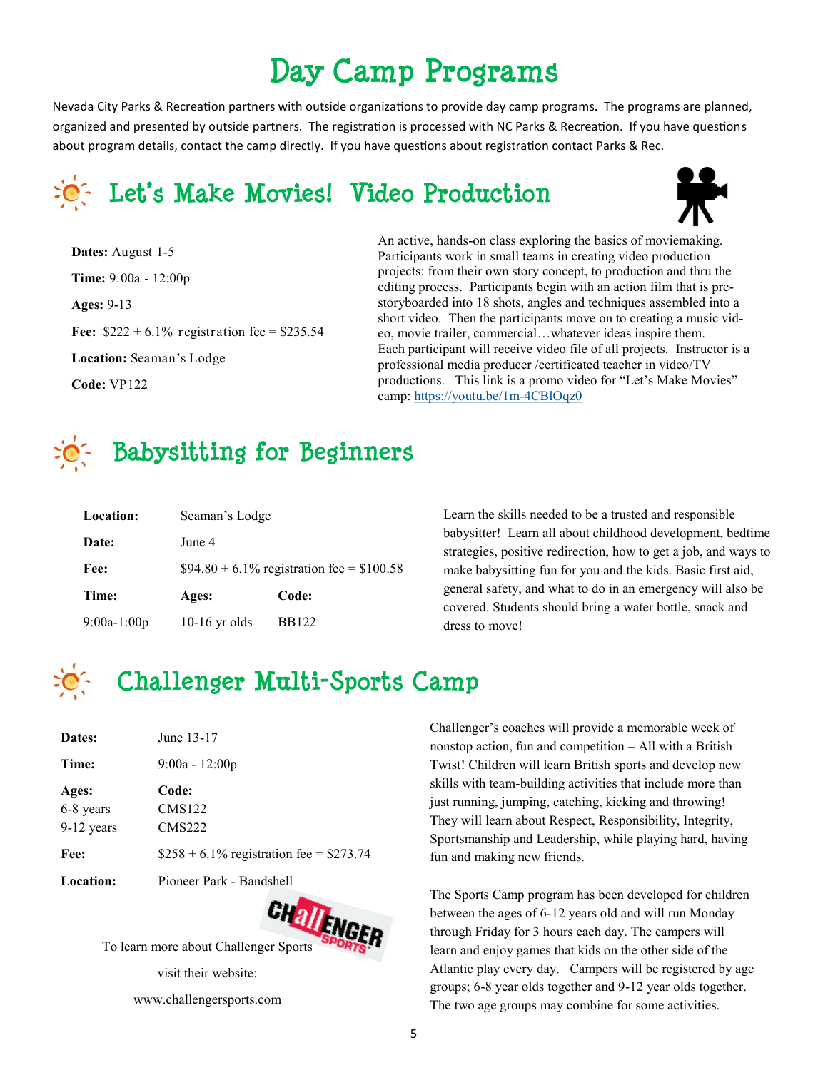# Day Camp Programs

Nevada City Parks & Recreation partners with outside organizations to provide day camp programs. The programs are planned, organized and presented by outside partners. The registration is processed with NC Parks & Recreation. If you have questions about program details, contact the camp directly. If you have questions about registration contact Parks & Rec.

## Let's Make Movies! Video Production

**Dates:** August 1-5

**Time:** 9:00a - 12:00p

**Ages:** 9-13

**Fee:** $222 + 6.1% registration fee = $235.54

**Location:** Seaman's Lodge

**Code:** VP122

An active, hands-on class exploring the basics of moviemaking. Participants work in small teams in creating video production projects: from their own story concept, to production and thru the editing process. Participants begin with an action film that is pre-storyboarded into 18 shots, angles and techniques assembled into a short video. Then the participants move on to creating a music video, movie trailer, commercial…whatever ideas inspire them. Each participant will receive video file of all projects. Instructor is a professional media producer /certificated teacher in video/TV productions. This link is a promo video for "Let's Make Movies" camp: https://youtu.be/1m-4CBlOqz0

## Babysitting for Beginners

| **Location:** | Seaman's Lodge | |
|---|---|---|
| **Date:** | June 4 | |
| **Fee:** | $94.80 + 6.1% registration fee = $100.58 | |
| **Time:** | **Ages:** | **Code:** |
| 9:00a-1:00p | 10-16 yr olds | BB122 |

Learn the skills needed to be a trusted and responsible babysitter! Learn all about childhood development, bedtime strategies, positive redirection, how to get a job, and ways to make babysitting fun for you and the kids. Basic first aid, general safety, and what to do in an emergency will also be covered. Students should bring a water bottle, snack and dress to move!

## Challenger Multi-Sports Camp

| **Dates:** | June 13-17 |
|---|---|
| **Time:** | 9:00a - 12:00p |
| **Ages:** | **Code:** |
| 6-8 years | CMS122 |
| 9-12 years | CMS222 |
| **Fee:** | $258 + 6.1% registration fee = $273.74 |
| **Location:** | Pioneer Park - Bandshell |

To learn more about Challenger Sports visit their website: www.challengersports.com

Challenger's coaches will provide a memorable week of nonstop action, fun and competition – All with a British Twist! Children will learn British sports and develop new skills with team-building activities that include more than just running, jumping, catching, kicking and throwing! They will learn about Respect, Responsibility, Integrity, Sportsmanship and Leadership, while playing hard, having fun and making new friends.

The Sports Camp program has been developed for children between the ages of 6-12 years old and will run Monday through Friday for 3 hours each day. The campers will learn and enjoy games that kids on the other side of the Atlantic play every day. Campers will be registered by age groups; 6-8 year olds together and 9-12 year olds together. The two age groups may combine for some activities.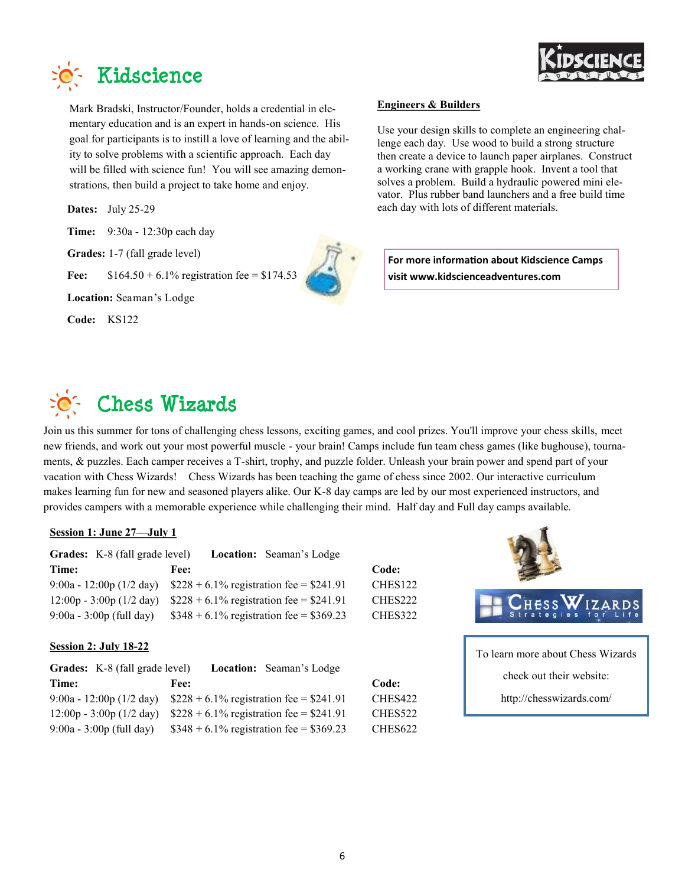## Kidscience

Mark Bradski, Instructor/Founder, holds a credential in elementary education and is an expert in hands-on science. His goal for participants is to instill a love of learning and the ability to solve problems with a scientific approach. Each day will be filled with science fun! You will see amazing demonstrations, then build a project to take home and enjoy.

**Dates:** July 25-29

**Time:** 9:30a - 12:30p each day

**Grades:** 1-7 (fall grade level)

**Fee:** $164.50 + 6.1% registration fee = $174.53

**Location:** Seaman's Lodge

**Code:** KS122

**Engineers & Builders**

Use your design skills to complete an engineering challenge each day. Use wood to build a strong structure then create a device to launch paper airplanes. Construct a working crane with grapple hook. Invent a tool that solves a problem. Build a hydraulic powered mini elevator. Plus rubber band launchers and a free build time each day with lots of different materials.

**For more information about Kidscience Camps visit www.kidscienceadventures.com**

## Chess Wizards

Join us this summer for tons of challenging chess lessons, exciting games, and cool prizes. You'll improve your chess skills, meet new friends, and work out your most powerful muscle - your brain! Camps include fun team chess games (like bughouse), tournaments, & puzzles. Each camper receives a T-shirt, trophy, and puzzle folder. Unleash your brain power and spend part of your vacation with Chess Wizards! Chess Wizards has been teaching the game of chess since 2002. Our interactive curriculum makes learning fun for new and seasoned players alike. Our K-8 day camps are led by our most experienced instructors, and provides campers with a memorable experience while challenging their mind. Half day and Full day camps available.

**Session 1: June 27—July 1**

**Grades:** K-8 (fall grade level) **Location:** Seaman's Lodge

| Time: | Fee: | Code: |
|---|---|---|
| 9:00a - 12:00p (1/2 day) | $228 + 6.1% registration fee = $241.91 | CHES122 |
| 12:00p - 3:00p (1/2 day) | $228 + 6.1% registration fee = $241.91 | CHES222 |
| 9:00a - 3:00p (full day) | $348 + 6.1% registration fee = $369.23 | CHES322 |

**Session 2: July 18-22**

**Grades:** K-8 (fall grade level) **Location:** Seaman's Lodge

| Time: | Fee: | Code: |
|---|---|---|
| 9:00a - 12:00p (1/2 day) | $228 + 6.1% registration fee = $241.91 | CHES422 |
| 12:00p - 3:00p (1/2 day) | $228 + 6.1% registration fee = $241.91 | CHES522 |
| 9:00a - 3:00p (full day) | $348 + 6.1% registration fee = $369.23 | CHES622 |

To learn more about Chess Wizards check out their website: http://chesswizards.com/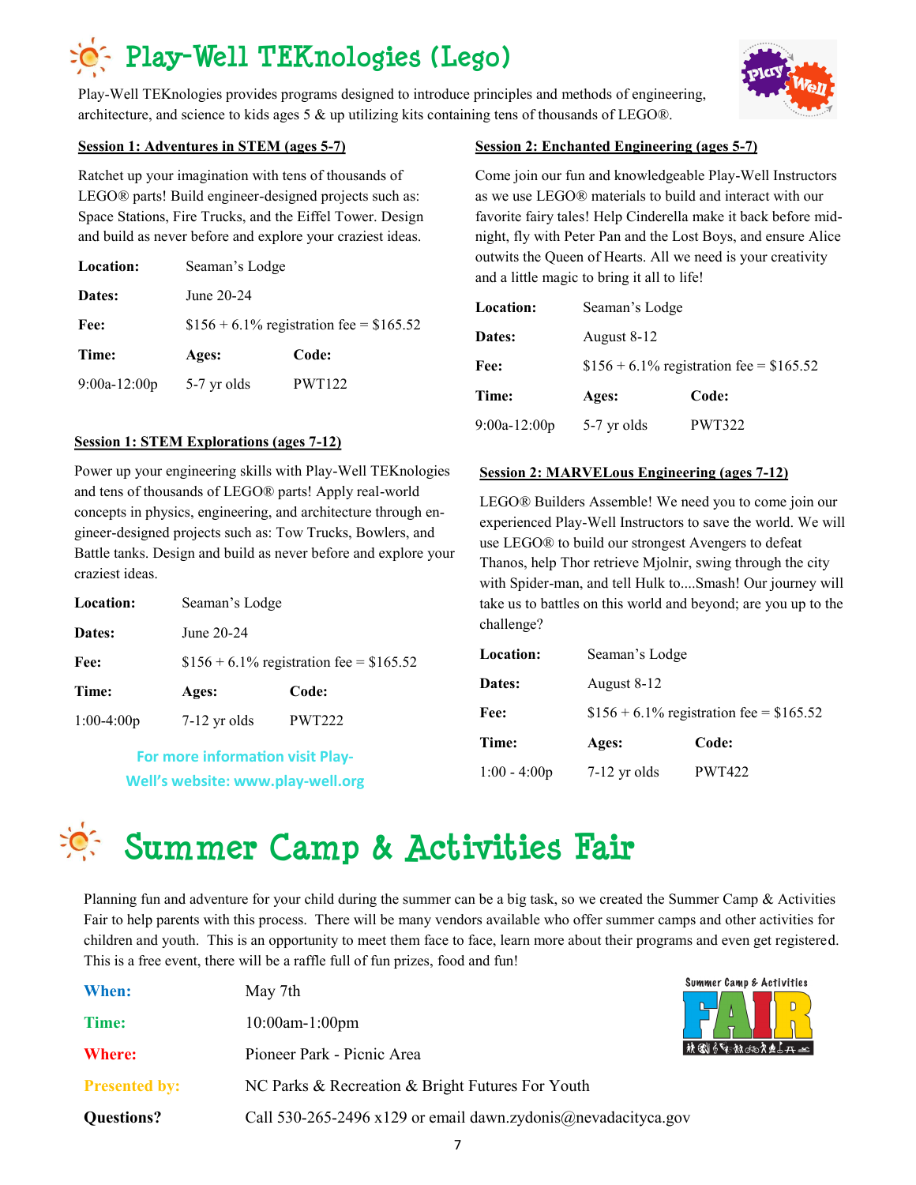# Play-Well TEKnologies (Lego)

Play-Well TEKnologies provides programs designed to introduce principles and methods of engineering, architecture, and science to kids ages 5 & up utilizing kits containing tens of thousands of LEGO®.

**Session 1: Adventures in STEM (ages 5-7)**

Ratchet up your imagination with tens of thousands of LEGO® parts! Build engineer-designed projects such as: Space Stations, Fire Trucks, and the Eiffel Tower. Design and build as never before and explore your craziest ideas.

| | | |
|---|---|---|
| **Location:** | Seaman's Lodge | |
| **Dates:** | June 20-24 | |
| **Fee:** | $156 + 6.1% registration fee = $165.52 | |
| **Time:** | **Ages:** | **Code:** |
| 9:00a-12:00p | 5-7 yr olds | PWT122 |

**Session 1: STEM Explorations (ages 7-12)**

Power up your engineering skills with Play-Well TEKnologies and tens of thousands of LEGO® parts! Apply real-world concepts in physics, engineering, and architecture through engineer-designed projects such as: Tow Trucks, Bowlers, and Battle tanks. Design and build as never before and explore your craziest ideas.

| | | |
|---|---|---|
| **Location:** | Seaman's Lodge | |
| **Dates:** | June 20-24 | |
| **Fee:** | $156 + 6.1% registration fee = $165.52 | |
| **Time:** | **Ages:** | **Code:** |
| 1:00-4:00p | 7-12 yr olds | PWT222 |

**For more information visit Play-Well's website: www.play-well.org**

**Session 2: Enchanted Engineering (ages 5-7)**

Come join our fun and knowledgeable Play-Well Instructors as we use LEGO® materials to build and interact with our favorite fairy tales! Help Cinderella make it back before midnight, fly with Peter Pan and the Lost Boys, and ensure Alice outwits the Queen of Hearts. All we need is your creativity and a little magic to bring it all to life!

| | | |
|---|---|---|
| **Location:** | Seaman's Lodge | |
| **Dates:** | August 8-12 | |
| **Fee:** | $156 + 6.1% registration fee = $165.52 | |
| **Time:** | **Ages:** | **Code:** |
| 9:00a-12:00p | 5-7 yr olds | PWT322 |

**Session 2: MARVELous Engineering (ages 7-12)**

LEGO® Builders Assemble! We need you to come join our experienced Play-Well Instructors to save the world. We will use LEGO® to build our strongest Avengers to defeat Thanos, help Thor retrieve Mjolnir, swing through the city with Spider-man, and tell Hulk to....Smash! Our journey will take us to battles on this world and beyond; are you up to the challenge?

| | | |
|---|---|---|
| **Location:** | Seaman's Lodge | |
| **Dates:** | August 8-12 | |
| **Fee:** | $156 + 6.1% registration fee = $165.52 | |
| **Time:** | **Ages:** | **Code:** |
| 1:00 - 4:00p | 7-12 yr olds | PWT422 |

# Summer Camp & Activities Fair

Planning fun and adventure for your child during the summer can be a big task, so we created the Summer Camp & Activities Fair to help parents with this process. There will be many vendors available who offer summer camps and other activities for children and youth. This is an opportunity to meet them face to face, learn more about their programs and even get registered. This is a free event, there will be a raffle full of fun prizes, food and fun!

| | |
|---|---|
| **When:** | May 7th |
| **Time:** | 10:00am-1:00pm |
| **Where:** | Pioneer Park - Picnic Area |
| **Presented by:** | NC Parks & Recreation & Bright Futures For Youth |
| **Questions?** | Call 530-265-2496 x129 or email dawn.zydonis@nevadacityca.gov |